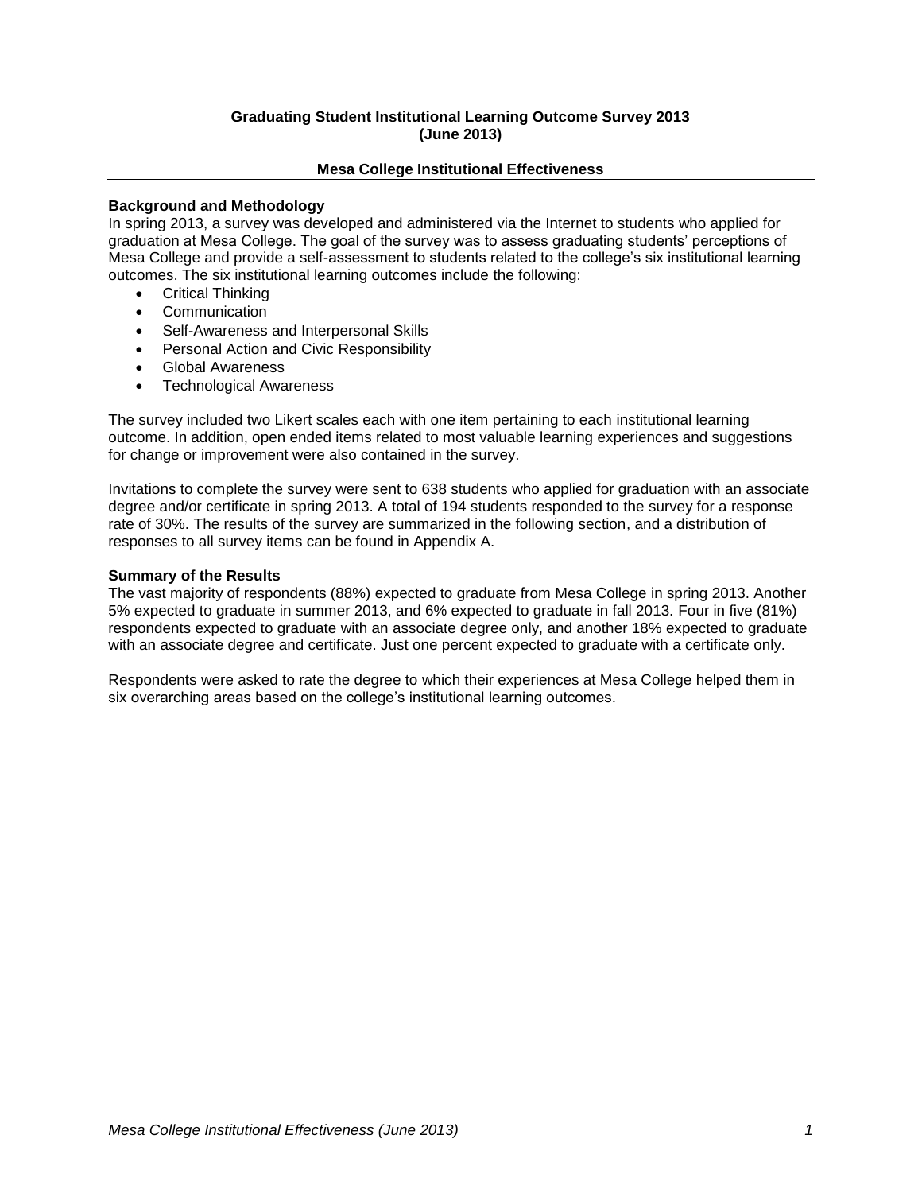# Graduating Student Institutional Learning Outcome Survey 2013 (June 2013)

## Mesa College Institutional Effectiveness

### Background and Methodology

In spring 2013, a survey was developed and administered via the Internet to students who applied for graduation at Mesa College. The goal of the survey was to assess graduating students' perceptions of Mesa College and provide a self-assessment to students related to the college's six institutional learning outcomes. The six institutional learning outcomes include the following:

- Critical Thinking
- Communication
- Self-Awareness and Interpersonal Skills
- Personal Action and Civic Responsibility
- Global Awareness
- Technological Awareness

The survey included two Likert scales each with one item pertaining to each institutional learning outcome. In addition, open ended items related to most valuable learning experiences and suggestions for change or improvement were also contained in the survey.

Invitations to complete the survey were sent to 638 students who applied for graduation with an associate degree and/or certificate in spring 2013. A total of 194 students responded to the survey for a response rate of 30%. The results of the survey are summarized in the following section, and a distribution of responses to all survey items can be found in Appendix A.

### Summary of the Results

The vast majority of respondents (88%) expected to graduate from Mesa College in spring 2013. Another 5% expected to graduate in summer 2013, and 6% expected to graduate in fall 2013. Four in five (81%) respondents expected to graduate with an associate degree only, and another 18% expected to graduate with an associate degree and certificate. Just one percent expected to graduate with a certificate only.

Respondents were asked to rate the degree to which their experiences at Mesa College helped them in six overarching areas based on the college's institutional learning outcomes.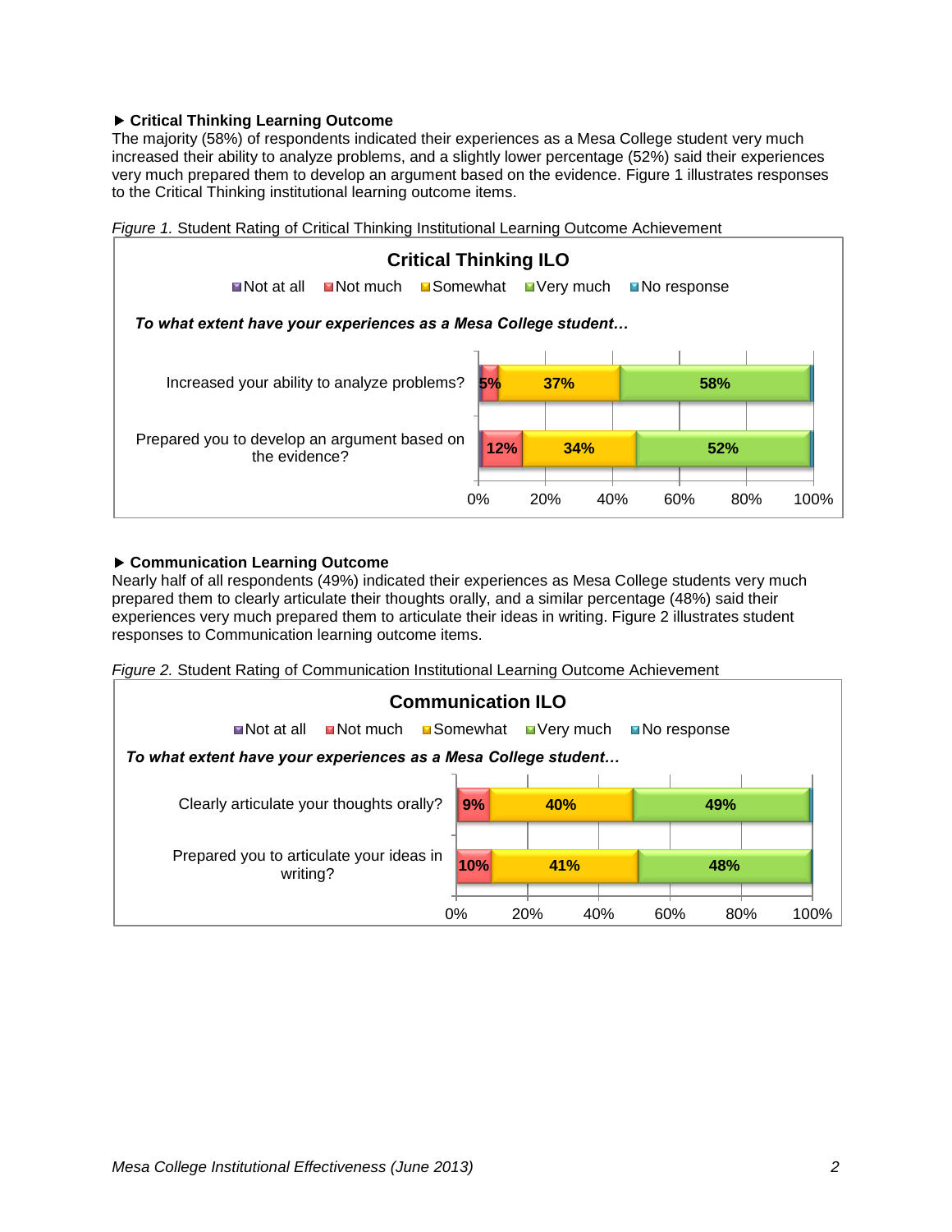► **Critical Thinking Learning Outcome**

The majority (58%) of respondents indicated their experiences as a Mesa College student very much increased their ability to analyze problems, and a slightly lower percentage (52%) said their experiences very much prepared them to develop an argument based on the evidence. Figure 1 illustrates responses to the Critical Thinking institutional learning outcome items.

*Figure 1.* Student Rating of Critical Thinking Institutional Learning Outcome Achievement

**Critical Thinking ILO**

***To what extent have your experiences as a Mesa College student…***

| | Not at all | Not much | Somewhat | Very much | No response |
|---|---|---|---|---|---|
| Increased your ability to analyze problems? | | 5% | 37% | 58% | |
| Prepared you to develop an argument based on the evidence? | | 12% | 34% | 52% | |

► **Communication Learning Outcome**

Nearly half of all respondents (49%) indicated their experiences as Mesa College students very much prepared them to clearly articulate their thoughts orally, and a similar percentage (48%) said their experiences very much prepared them to articulate their ideas in writing. Figure 2 illustrates student responses to Communication learning outcome items.

*Figure 2.* Student Rating of Communication Institutional Learning Outcome Achievement

**Communication ILO**

***To what extent have your experiences as a Mesa College student…***

| | Not at all | Not much | Somewhat | Very much | No response |
|---|---|---|---|---|---|
| Clearly articulate your thoughts orally? | | 9% | 40% | 49% | |
| Prepared you to articulate your ideas in writing? | | 10% | 41% | 48% | |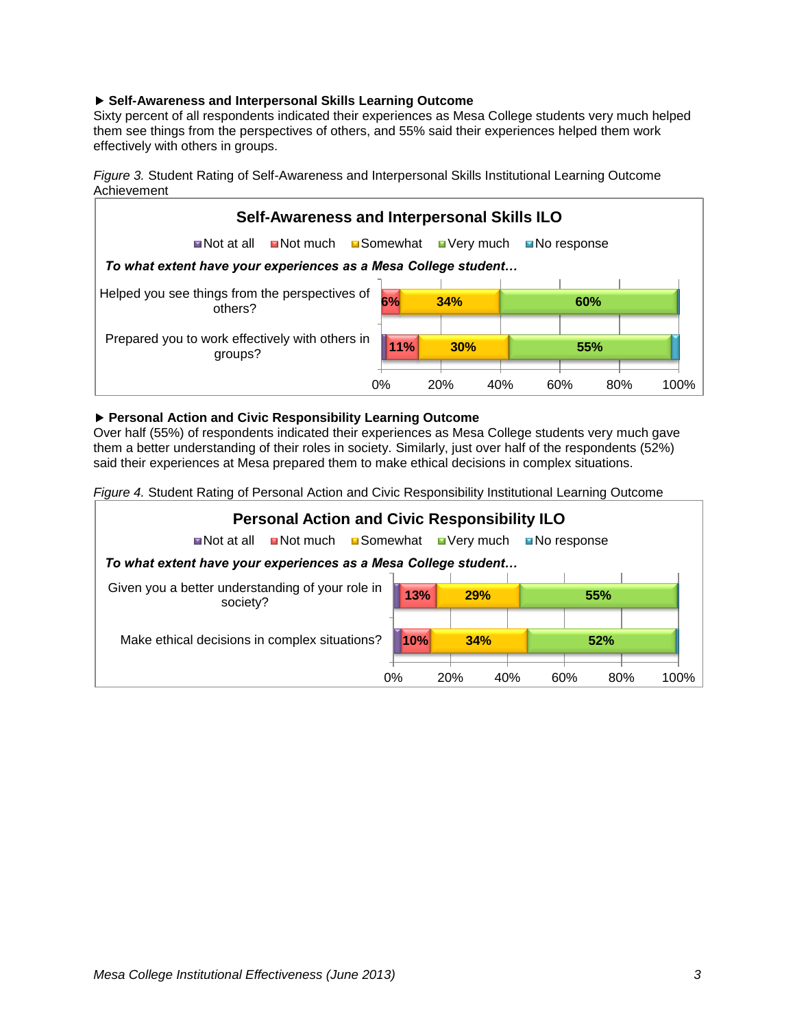▶ **Self-Awareness and Interpersonal Skills Learning Outcome**

Sixty percent of all respondents indicated their experiences as Mesa College students very much helped them see things from the perspectives of others, and 55% said their experiences helped them work effectively with others in groups.

*Figure 3.* Student Rating of Self-Awareness and Interpersonal Skills Institutional Learning Outcome Achievement

**Self-Awareness and Interpersonal Skills ILO**

*To what extent have your experiences as a Mesa College student…*

| | Not at all | Not much | Somewhat | Very much | No response |
|---|---|---|---|---|---|
| Helped you see things from the perspectives of others? | | 6% | 34% | 60% | |
| Prepared you to work effectively with others in groups? | | 11% | 30% | 55% | |

▶ **Personal Action and Civic Responsibility Learning Outcome**

Over half (55%) of respondents indicated their experiences as Mesa College students very much gave them a better understanding of their roles in society. Similarly, just over half of the respondents (52%) said their experiences at Mesa prepared them to make ethical decisions in complex situations.

*Figure 4.* Student Rating of Personal Action and Civic Responsibility Institutional Learning Outcome

**Personal Action and Civic Responsibility ILO**

*To what extent have your experiences as a Mesa College student…*

| | Not at all | Not much | Somewhat | Very much | No response |
|---|---|---|---|---|---|
| Given you a better understanding of your role in society? | | 13% | 29% | 55% | |
| Make ethical decisions in complex situations? | | 10% | 34% | 52% | |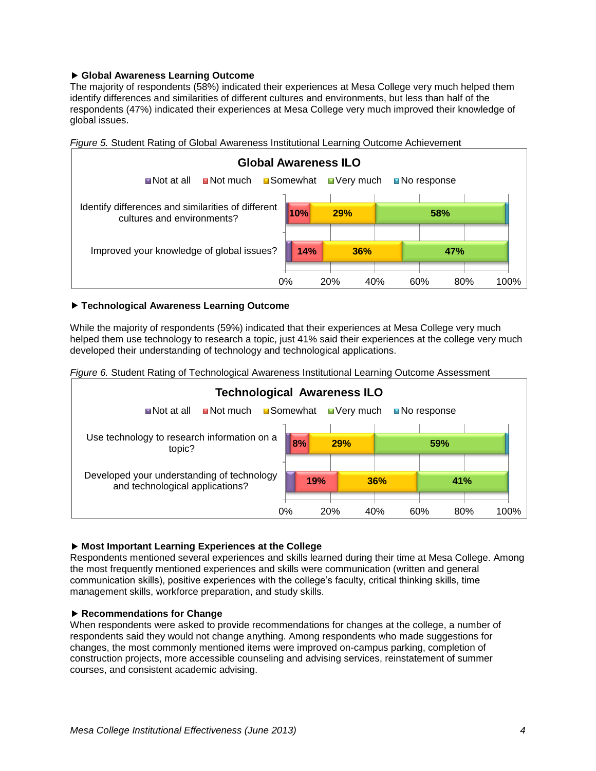### ▶ Global Awareness Learning Outcome

The majority of respondents (58%) indicated their experiences at Mesa College very much helped them identify differences and similarities of different cultures and environments, but less than half of the respondents (47%) indicated their experiences at Mesa College very much improved their knowledge of global issues.

*Figure 5.* Student Rating of Global Awareness Institutional Learning Outcome Achievement

**Global Awareness ILO**

| | Not at all | Not much | Somewhat | Very much | No response |
|---|---|---|---|---|---|
| Identify differences and similarities of different cultures and environments? | | 10% | 29% | 58% | |
| Improved your knowledge of global issues? | | 14% | 36% | 47% | |

### ▶ Technological Awareness Learning Outcome

While the majority of respondents (59%) indicated that their experiences at Mesa College very much helped them use technology to research a topic, just 41% said their experiences at the college very much developed their understanding of technology and technological applications.

*Figure 6.* Student Rating of Technological Awareness Institutional Learning Outcome Assessment

**Technological Awareness ILO**

| | Not at all | Not much | Somewhat | Very much | No response |
|---|---|---|---|---|---|
| Use technology to research information on a topic? | | 8% | 29% | 59% | |
| Developed your understanding of technology and technological applications? | | 19% | 36% | 41% | |

### ▶ Most Important Learning Experiences at the College

Respondents mentioned several experiences and skills learned during their time at Mesa College. Among the most frequently mentioned experiences and skills were communication (written and general communication skills), positive experiences with the college's faculty, critical thinking skills, time management skills, workforce preparation, and study skills.

### ▶ Recommendations for Change

When respondents were asked to provide recommendations for changes at the college, a number of respondents said they would not change anything. Among respondents who made suggestions for changes, the most commonly mentioned items were improved on-campus parking, completion of construction projects, more accessible counseling and advising services, reinstatement of summer courses, and consistent academic advising.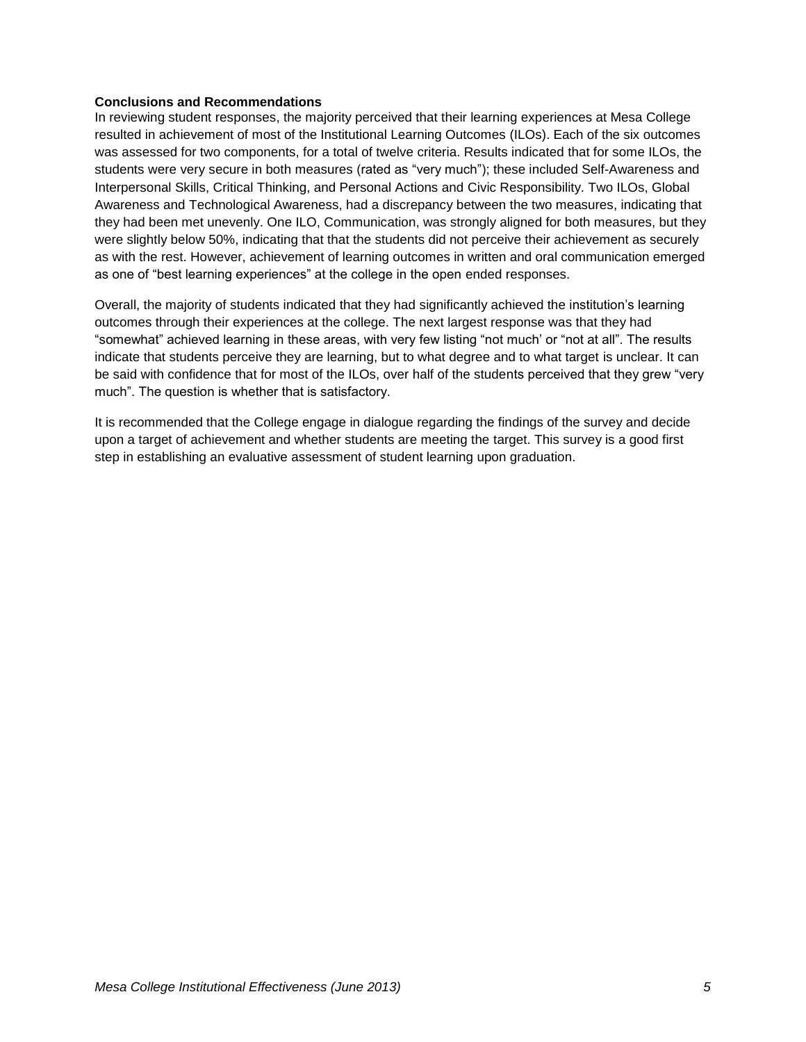**Conclusions and Recommendations**

In reviewing student responses, the majority perceived that their learning experiences at Mesa College resulted in achievement of most of the Institutional Learning Outcomes (ILOs). Each of the six outcomes was assessed for two components, for a total of twelve criteria. Results indicated that for some ILOs, the students were very secure in both measures (rated as "very much"); these included Self-Awareness and Interpersonal Skills, Critical Thinking, and Personal Actions and Civic Responsibility. Two ILOs, Global Awareness and Technological Awareness, had a discrepancy between the two measures, indicating that they had been met unevenly. One ILO, Communication, was strongly aligned for both measures, but they were slightly below 50%, indicating that that the students did not perceive their achievement as securely as with the rest. However, achievement of learning outcomes in written and oral communication emerged as one of "best learning experiences" at the college in the open ended responses.

Overall, the majority of students indicated that they had significantly achieved the institution's learning outcomes through their experiences at the college. The next largest response was that they had "somewhat" achieved learning in these areas, with very few listing "not much' or "not at all". The results indicate that students perceive they are learning, but to what degree and to what target is unclear. It can be said with confidence that for most of the ILOs, over half of the students perceived that they grew "very much". The question is whether that is satisfactory.

It is recommended that the College engage in dialogue regarding the findings of the survey and decide upon a target of achievement and whether students are meeting the target. This survey is a good first step in establishing an evaluative assessment of student learning upon graduation.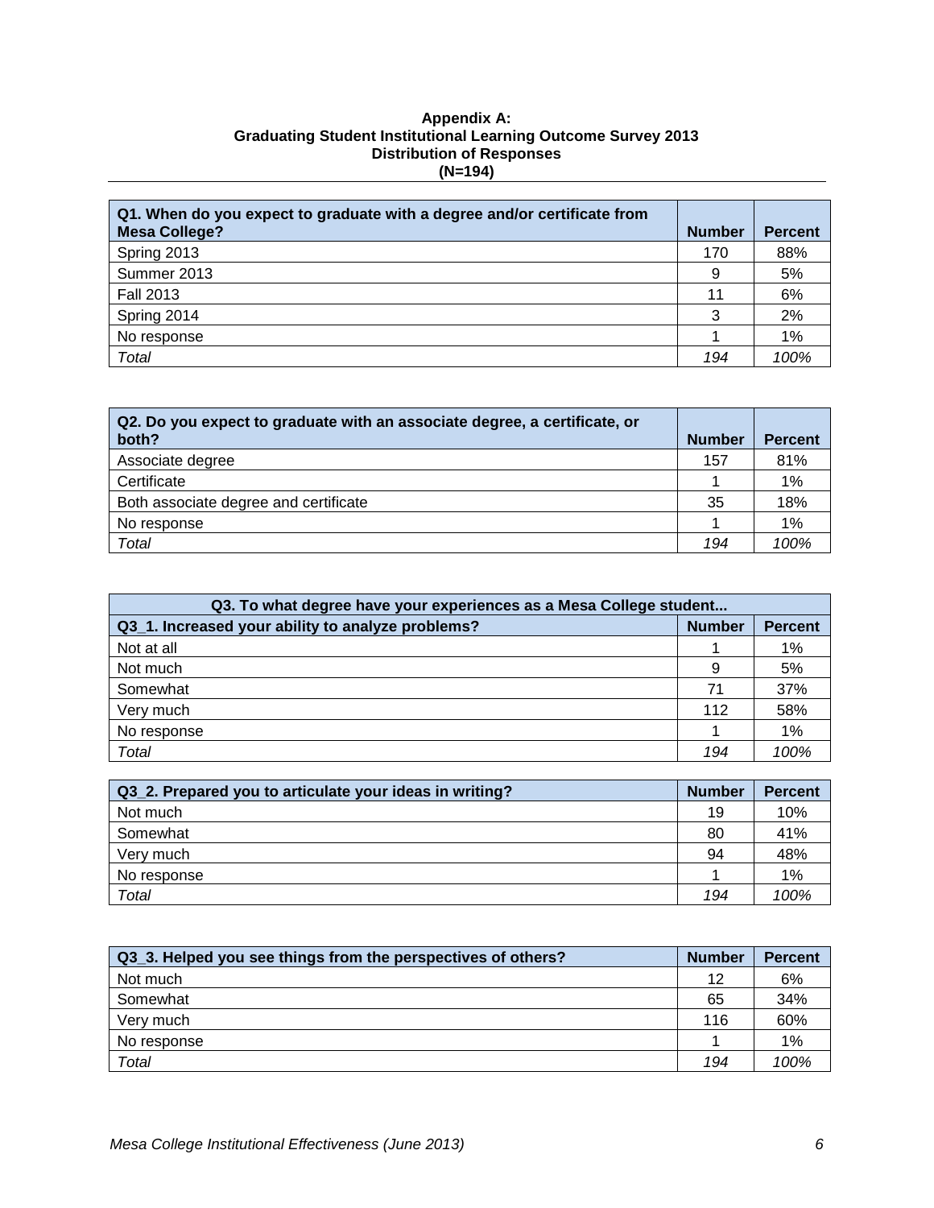**Appendix A:**
**Graduating Student Institutional Learning Outcome Survey 2013**
**Distribution of Responses**
**(N=194)**

| Q1. When do you expect to graduate with a degree and/or certificate from Mesa College? | Number | Percent |
|---|---|---|
| Spring 2013 | 170 | 88% |
| Summer 2013 | 9 | 5% |
| Fall 2013 | 11 | 6% |
| Spring 2014 | 3 | 2% |
| No response | 1 | 1% |
| *Total* | *194* | *100%* |

| Q2. Do you expect to graduate with an associate degree, a certificate, or both? | Number | Percent |
|---|---|---|
| Associate degree | 157 | 81% |
| Certificate | 1 | 1% |
| Both associate degree and certificate | 35 | 18% |
| No response | 1 | 1% |
| *Total* | *194* | *100%* |

| Q3. To what degree have your experiences as a Mesa College student... | | |
|---|---|---|
| **Q3_1. Increased your ability to analyze problems?** | **Number** | **Percent** |
| Not at all | 1 | 1% |
| Not much | 9 | 5% |
| Somewhat | 71 | 37% |
| Very much | 112 | 58% |
| No response | 1 | 1% |
| *Total* | *194* | *100%* |

| Q3_2. Prepared you to articulate your ideas in writing? | Number | Percent |
|---|---|---|
| Not much | 19 | 10% |
| Somewhat | 80 | 41% |
| Very much | 94 | 48% |
| No response | 1 | 1% |
| *Total* | *194* | *100%* |

| Q3_3. Helped you see things from the perspectives of others? | Number | Percent |
|---|---|---|
| Not much | 12 | 6% |
| Somewhat | 65 | 34% |
| Very much | 116 | 60% |
| No response | 1 | 1% |
| *Total* | *194* | *100%* |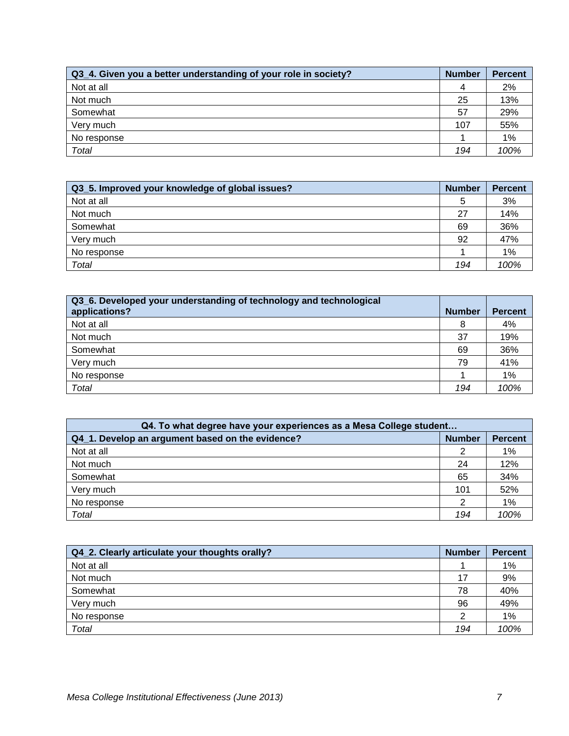| Q3_4. Given you a better understanding of your role in society? | Number | Percent |
| --- | --- | --- |
| Not at all | 4 | 2% |
| Not much | 25 | 13% |
| Somewhat | 57 | 29% |
| Very much | 107 | 55% |
| No response | 1 | 1% |
| *Total* | *194* | *100%* |

| Q3_5. Improved your knowledge of global issues? | Number | Percent |
| --- | --- | --- |
| Not at all | 5 | 3% |
| Not much | 27 | 14% |
| Somewhat | 69 | 36% |
| Very much | 92 | 47% |
| No response | 1 | 1% |
| *Total* | *194* | *100%* |

| Q3_6. Developed your understanding of technology and technological applications? | Number | Percent |
| --- | --- | --- |
| Not at all | 8 | 4% |
| Not much | 37 | 19% |
| Somewhat | 69 | 36% |
| Very much | 79 | 41% |
| No response | 1 | 1% |
| *Total* | *194* | *100%* |

| Q4. To what degree have your experiences as a Mesa College student… | | |
| --- | --- | --- |
| **Q4_1. Develop an argument based on the evidence?** | **Number** | **Percent** |
| Not at all | 2 | 1% |
| Not much | 24 | 12% |
| Somewhat | 65 | 34% |
| Very much | 101 | 52% |
| No response | 2 | 1% |
| *Total* | *194* | *100%* |

| Q4_2. Clearly articulate your thoughts orally? | Number | Percent |
| --- | --- | --- |
| Not at all | 1 | 1% |
| Not much | 17 | 9% |
| Somewhat | 78 | 40% |
| Very much | 96 | 49% |
| No response | 2 | 1% |
| *Total* | *194* | *100%* |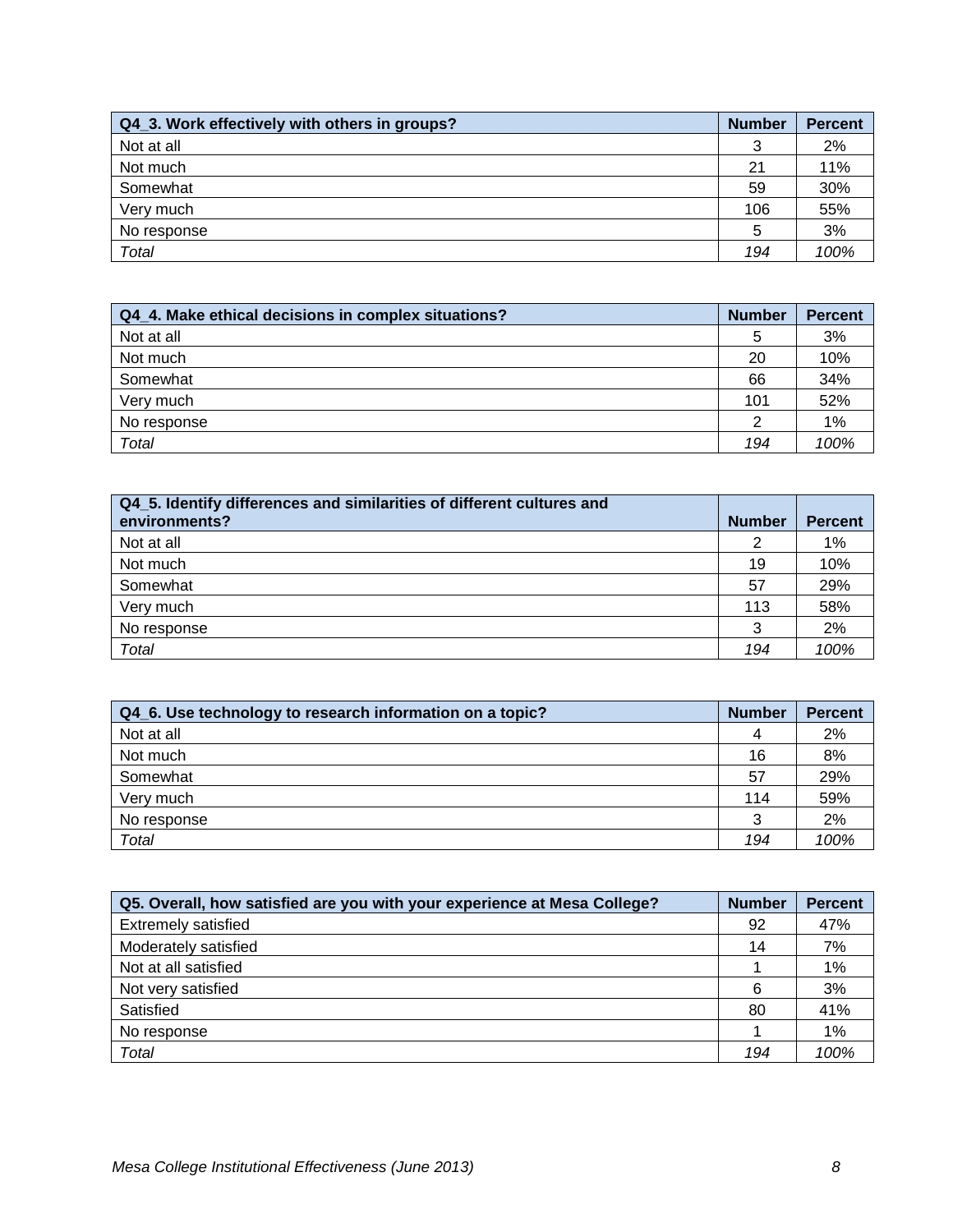| Q4_3. Work effectively with others in groups? | Number | Percent |
|---|---|---|
| Not at all | 3 | 2% |
| Not much | 21 | 11% |
| Somewhat | 59 | 30% |
| Very much | 106 | 55% |
| No response | 5 | 3% |
| *Total* | *194* | *100%* |

| Q4_4. Make ethical decisions in complex situations? | Number | Percent |
|---|---|---|
| Not at all | 5 | 3% |
| Not much | 20 | 10% |
| Somewhat | 66 | 34% |
| Very much | 101 | 52% |
| No response | 2 | 1% |
| *Total* | *194* | *100%* |

| Q4_5. Identify differences and similarities of different cultures and environments? | Number | Percent |
|---|---|---|
| Not at all | 2 | 1% |
| Not much | 19 | 10% |
| Somewhat | 57 | 29% |
| Very much | 113 | 58% |
| No response | 3 | 2% |
| *Total* | *194* | *100%* |

| Q4_6. Use technology to research information on a topic? | Number | Percent |
|---|---|---|
| Not at all | 4 | 2% |
| Not much | 16 | 8% |
| Somewhat | 57 | 29% |
| Very much | 114 | 59% |
| No response | 3 | 2% |
| *Total* | *194* | *100%* |

| Q5. Overall, how satisfied are you with your experience at Mesa College? | Number | Percent |
|---|---|---|
| Extremely satisfied | 92 | 47% |
| Moderately satisfied | 14 | 7% |
| Not at all satisfied | 1 | 1% |
| Not very satisfied | 6 | 3% |
| Satisfied | 80 | 41% |
| No response | 1 | 1% |
| *Total* | *194* | *100%* |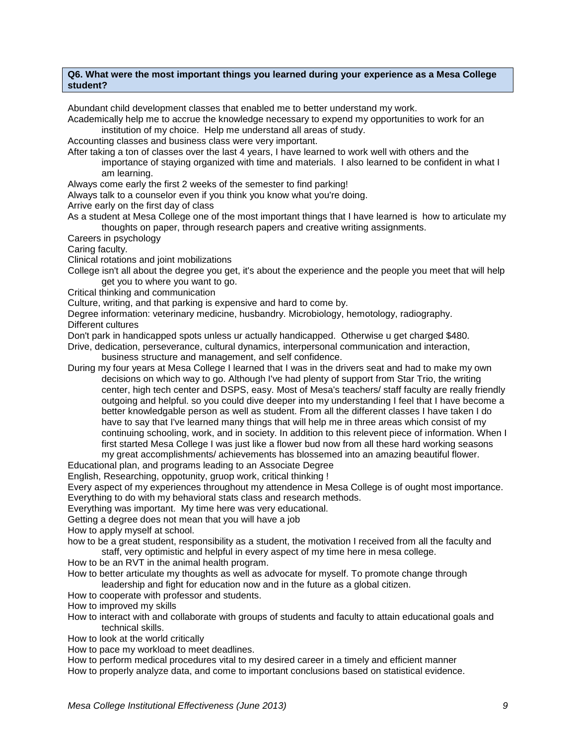**Q6. What were the most important things you learned during your experience as a Mesa College student?**

Abundant child development classes that enabled me to better understand my work.

Academically help me to accrue the knowledge necessary to expend my opportunities to work for an institution of my choice. Help me understand all areas of study.

Accounting classes and business class were very important.

After taking a ton of classes over the last 4 years, I have learned to work well with others and the importance of staying organized with time and materials. I also learned to be confident in what I am learning.

Always come early the first 2 weeks of the semester to find parking!

Always talk to a counselor even if you think you know what you're doing.

Arrive early on the first day of class

As a student at Mesa College one of the most important things that I have learned is how to articulate my thoughts on paper, through research papers and creative writing assignments.

Careers in psychology

Caring faculty.

Clinical rotations and joint mobilizations

College isn't all about the degree you get, it's about the experience and the people you meet that will help get you to where you want to go.

Critical thinking and communication

Culture, writing, and that parking is expensive and hard to come by.

Degree information: veterinary medicine, husbandry. Microbiology, hemotology, radiography.

Different cultures

Don't park in handicapped spots unless ur actually handicapped. Otherwise u get charged $480.

Drive, dedication, perseverance, cultural dynamics, interpersonal communication and interaction, business structure and management, and self confidence.

During my four years at Mesa College I learned that I was in the drivers seat and had to make my own decisions on which way to go. Although I've had plenty of support from Star Trio, the writing center, high tech center and DSPS, easy. Most of Mesa's teachers/ staff faculty are really friendly outgoing and helpful. so you could dive deeper into my understanding I feel that I have become a better knowledgable person as well as student. From all the different classes I have taken I do have to say that I've learned many things that will help me in three areas which consist of my continuing schooling, work, and in society. In addition to this relevent piece of information. When I first started Mesa College I was just like a flower bud now from all these hard working seasons my great accomplishments/ achievements has blossemed into an amazing beautiful flower.

Educational plan, and programs leading to an Associate Degree

English, Researching, oppotunity, gruop work, critical thinking !

Every aspect of my experiences throughout my attendence in Mesa College is of ought most importance.

Everything to do with my behavioral stats class and research methods.

Everything was important. My time here was very educational.

Getting a degree does not mean that you will have a job

How to apply myself at school.

how to be a great student, responsibility as a student, the motivation I received from all the faculty and staff, very optimistic and helpful in every aspect of my time here in mesa college.

How to be an RVT in the animal health program.

How to better articulate my thoughts as well as advocate for myself. To promote change through leadership and fight for education now and in the future as a global citizen.

How to cooperate with professor and students.

How to improved my skills

How to interact with and collaborate with groups of students and faculty to attain educational goals and technical skills.

How to look at the world critically

How to pace my workload to meet deadlines.

How to perform medical procedures vital to my desired career in a timely and efficient manner

How to properly analyze data, and come to important conclusions based on statistical evidence.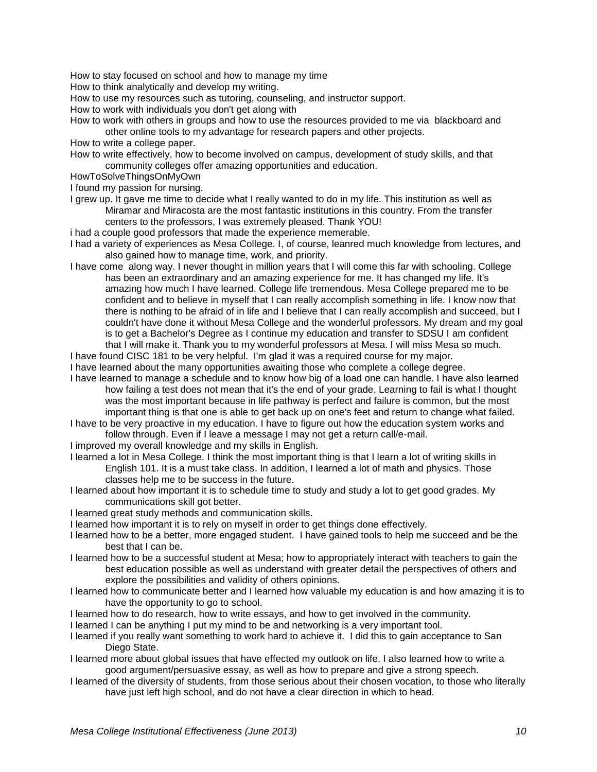How to stay focused on school and how to manage my time

How to think analytically and develop my writing.

How to use my resources such as tutoring, counseling, and instructor support.

How to work with individuals you don't get along with

How to work with others in groups and how to use the resources provided to me via blackboard and other online tools to my advantage for research papers and other projects.

How to write a college paper.

How to write effectively, how to become involved on campus, development of study skills, and that community colleges offer amazing opportunities and education.

HowToSolveThingsOnMyOwn

I found my passion for nursing.

I grew up. It gave me time to decide what I really wanted to do in my life. This institution as well as Miramar and Miracosta are the most fantastic institutions in this country. From the transfer centers to the professors, I was extremely pleased. Thank YOU!

i had a couple good professors that made the experience memerable.

I had a variety of experiences as Mesa College. I, of course, leanred much knowledge from lectures, and also gained how to manage time, work, and priority.

I have come along way. I never thought in million years that I will come this far with schooling. College has been an extraordinary and an amazing experience for me. It has changed my life. It's amazing how much I have learned. College life tremendous. Mesa College prepared me to be confident and to believe in myself that I can really accomplish something in life. I know now that there is nothing to be afraid of in life and I believe that I can really accomplish and succeed, but I couldn't have done it without Mesa College and the wonderful professors. My dream and my goal is to get a Bachelor's Degree as I continue my education and transfer to SDSU I am confident that I will make it. Thank you to my wonderful professors at Mesa. I will miss Mesa so much.

I have found CISC 181 to be very helpful. I'm glad it was a required course for my major.

I have learned about the many opportunities awaiting those who complete a college degree.

I have learned to manage a schedule and to know how big of a load one can handle. I have also learned how failing a test does not mean that it's the end of your grade. Learning to fail is what I thought was the most important because in life pathway is perfect and failure is common, but the most important thing is that one is able to get back up on one's feet and return to change what failed.

I have to be very proactive in my education. I have to figure out how the education system works and follow through. Even if I leave a message I may not get a return call/e-mail.

I improved my overall knowledge and my skills in English.

I learned a lot in Mesa College. I think the most important thing is that I learn a lot of writing skills in English 101. It is a must take class. In addition, I learned a lot of math and physics. Those classes help me to be success in the future.

I learned about how important it is to schedule time to study and study a lot to get good grades. My communications skill got better.

I learned great study methods and communication skills.

I learned how important it is to rely on myself in order to get things done effectively.

I learned how to be a better, more engaged student. I have gained tools to help me succeed and be the best that I can be.

I learned how to be a successful student at Mesa; how to appropriately interact with teachers to gain the best education possible as well as understand with greater detail the perspectives of others and explore the possibilities and validity of others opinions.

I learned how to communicate better and I learned how valuable my education is and how amazing it is to have the opportunity to go to school.

I learned how to do research, how to write essays, and how to get involved in the community.

I learned I can be anything I put my mind to be and networking is a very important tool.

I learned if you really want something to work hard to achieve it. I did this to gain acceptance to San Diego State.

I learned more about global issues that have effected my outlook on life. I also learned how to write a good argument/persuasive essay, as well as how to prepare and give a strong speech.

I learned of the diversity of students, from those serious about their chosen vocation, to those who literally have just left high school, and do not have a clear direction in which to head.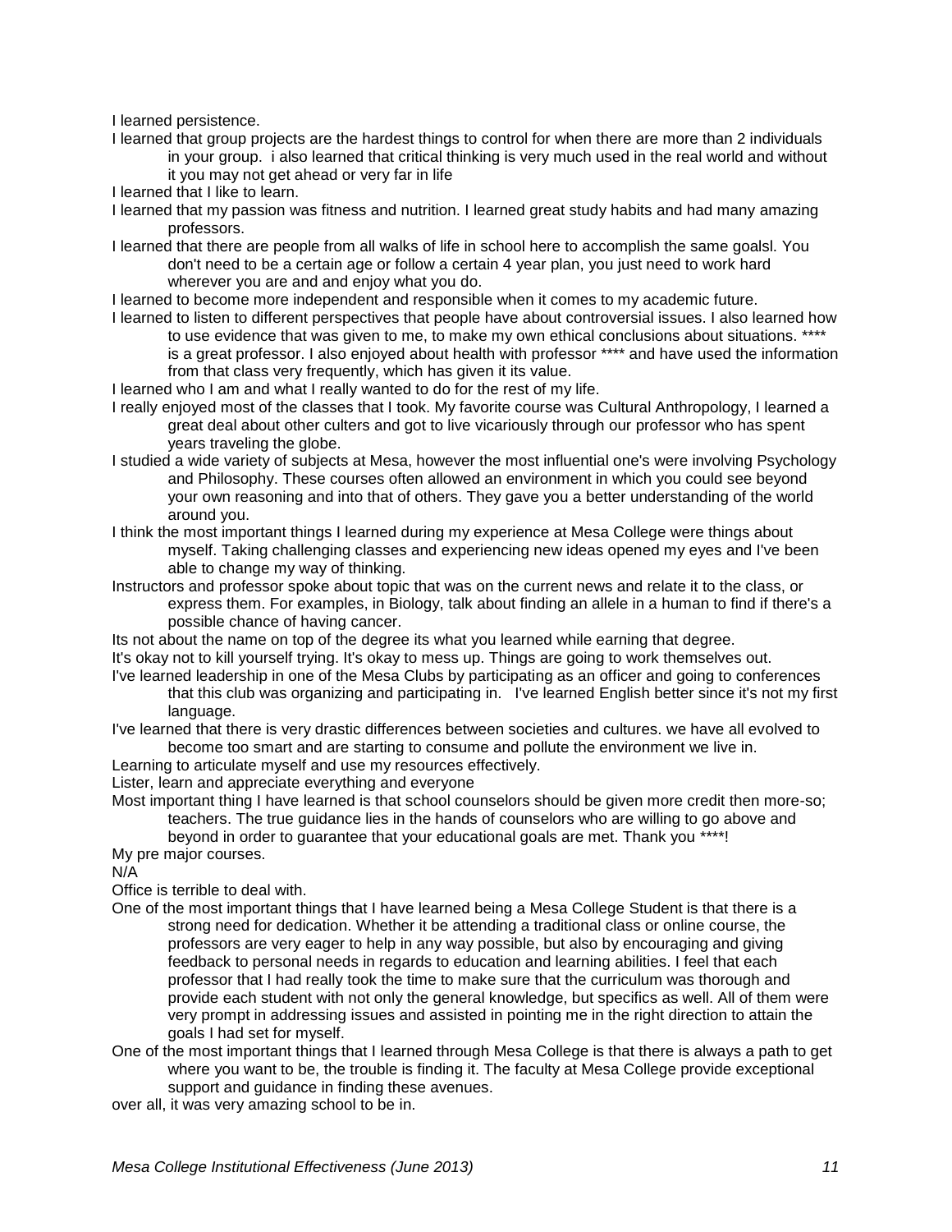I learned persistence.

I learned that group projects are the hardest things to control for when there are more than 2 individuals in your group. i also learned that critical thinking is very much used in the real world and without it you may not get ahead or very far in life

I learned that I like to learn.

I learned that my passion was fitness and nutrition. I learned great study habits and had many amazing professors.

I learned that there are people from all walks of life in school here to accomplish the same goalsl. You don't need to be a certain age or follow a certain 4 year plan, you just need to work hard wherever you are and and enjoy what you do.

I learned to become more independent and responsible when it comes to my academic future.

I learned to listen to different perspectives that people have about controversial issues. I also learned how to use evidence that was given to me, to make my own ethical conclusions about situations. **** is a great professor. I also enjoyed about health with professor **** and have used the information from that class very frequently, which has given it its value.

I learned who I am and what I really wanted to do for the rest of my life.

I really enjoyed most of the classes that I took. My favorite course was Cultural Anthropology, I learned a great deal about other culters and got to live vicariously through our professor who has spent years traveling the globe.

I studied a wide variety of subjects at Mesa, however the most influential one's were involving Psychology and Philosophy. These courses often allowed an environment in which you could see beyond your own reasoning and into that of others. They gave you a better understanding of the world around you.

I think the most important things I learned during my experience at Mesa College were things about myself. Taking challenging classes and experiencing new ideas opened my eyes and I've been able to change my way of thinking.

Instructors and professor spoke about topic that was on the current news and relate it to the class, or express them. For examples, in Biology, talk about finding an allele in a human to find if there's a possible chance of having cancer.

Its not about the name on top of the degree its what you learned while earning that degree.

It's okay not to kill yourself trying. It's okay to mess up. Things are going to work themselves out.

I've learned leadership in one of the Mesa Clubs by participating as an officer and going to conferences that this club was organizing and participating in. I've learned English better since it's not my first language.

I've learned that there is very drastic differences between societies and cultures. we have all evolved to become too smart and are starting to consume and pollute the environment we live in.

Learning to articulate myself and use my resources effectively.

Lister, learn and appreciate everything and everyone

Most important thing I have learned is that school counselors should be given more credit then more-so; teachers. The true guidance lies in the hands of counselors who are willing to go above and beyond in order to guarantee that your educational goals are met. Thank you ****!

My pre major courses.

N/A

Office is terrible to deal with.

One of the most important things that I have learned being a Mesa College Student is that there is a strong need for dedication. Whether it be attending a traditional class or online course, the professors are very eager to help in any way possible, but also by encouraging and giving feedback to personal needs in regards to education and learning abilities. I feel that each professor that I had really took the time to make sure that the curriculum was thorough and provide each student with not only the general knowledge, but specifics as well. All of them were very prompt in addressing issues and assisted in pointing me in the right direction to attain the goals I had set for myself.

One of the most important things that I learned through Mesa College is that there is always a path to get where you want to be, the trouble is finding it. The faculty at Mesa College provide exceptional support and guidance in finding these avenues.

over all, it was very amazing school to be in.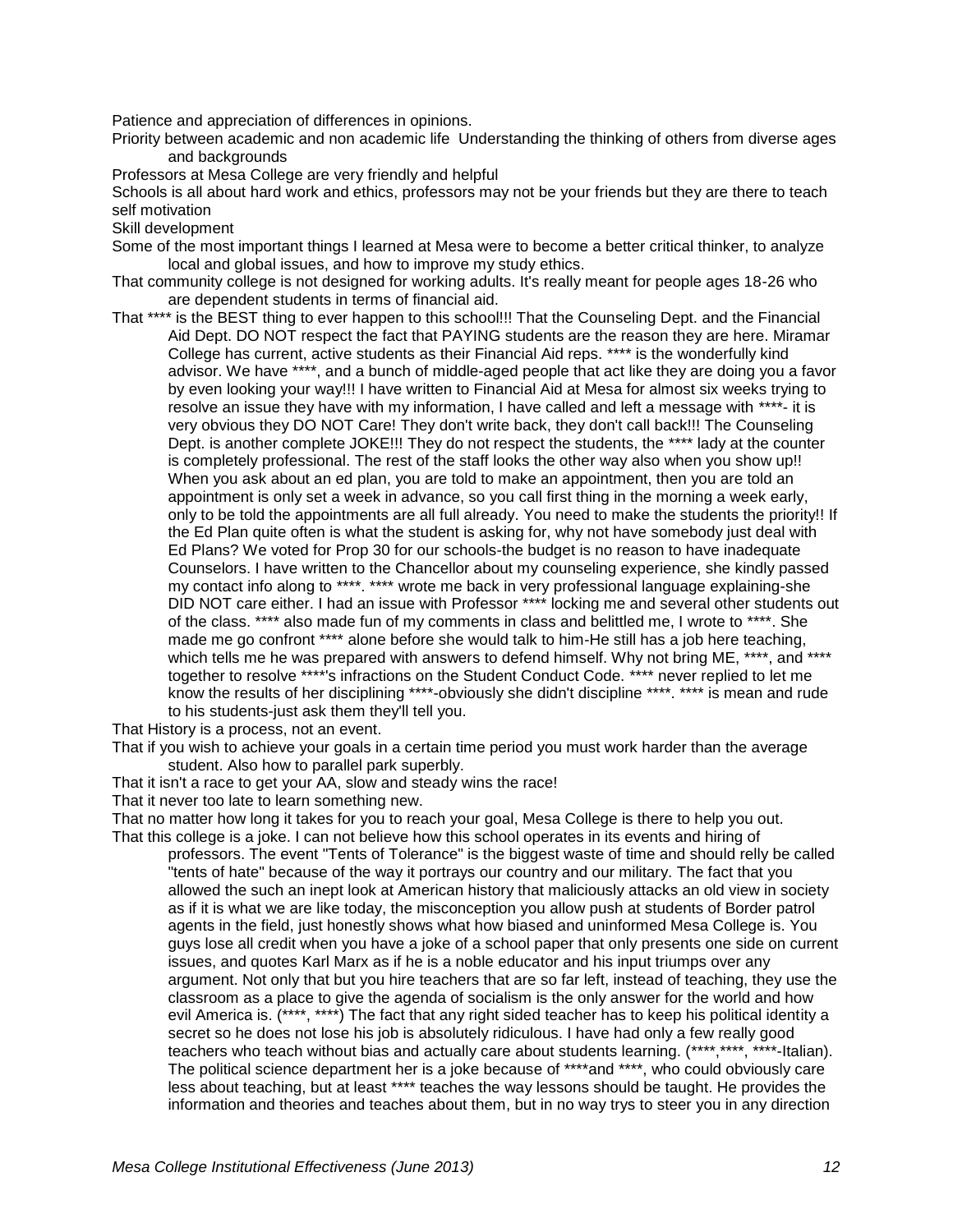Patience and appreciation of differences in opinions.

Priority between academic and non academic life  Understanding the thinking of others from diverse ages and backgrounds

Professors at Mesa College are very friendly and helpful

Schools is all about hard work and ethics, professors may not be your friends but they are there to teach self motivation

Skill development

Some of the most important things I learned at Mesa were to become a better critical thinker, to analyze local and global issues, and how to improve my study ethics.

That community college is not designed for working adults. It's really meant for people ages 18-26 who are dependent students in terms of financial aid.

That **** is the BEST thing to ever happen to this school!!! That the Counseling Dept. and the Financial Aid Dept. DO NOT respect the fact that PAYING students are the reason they are here. Miramar College has current, active students as their Financial Aid reps. **** is the wonderfully kind advisor. We have ****, and a bunch of middle-aged people that act like they are doing you a favor by even looking your way!!! I have written to Financial Aid at Mesa for almost six weeks trying to resolve an issue they have with my information, I have called and left a message with ****- it is very obvious they DO NOT Care! They don't write back, they don't call back!!! The Counseling Dept. is another complete JOKE!!! They do not respect the students, the **** lady at the counter is completely professional. The rest of the staff looks the other way also when you show up!! When you ask about an ed plan, you are told to make an appointment, then you are told an appointment is only set a week in advance, so you call first thing in the morning a week early, only to be told the appointments are all full already. You need to make the students the priority!! If the Ed Plan quite often is what the student is asking for, why not have somebody just deal with Ed Plans? We voted for Prop 30 for our schools-the budget is no reason to have inadequate Counselors. I have written to the Chancellor about my counseling experience, she kindly passed my contact info along to ****. **** wrote me back in very professional language explaining-she DID NOT care either. I had an issue with Professor **** locking me and several other students out of the class. **** also made fun of my comments in class and belittled me, I wrote to ****. She made me go confront **** alone before she would talk to him-He still has a job here teaching, which tells me he was prepared with answers to defend himself. Why not bring ME, ****, and **** together to resolve ****'s infractions on the Student Conduct Code. **** never replied to let me know the results of her disciplining ****-obviously she didn't discipline ****. **** is mean and rude to his students-just ask them they'll tell you.

That History is a process, not an event.

That if you wish to achieve your goals in a certain time period you must work harder than the average student. Also how to parallel park superbly.

That it isn't a race to get your AA, slow and steady wins the race!

That it never too late to learn something new.

That no matter how long it takes for you to reach your goal, Mesa College is there to help you out.

That this college is a joke. I can not believe how this school operates in its events and hiring of professors. The event "Tents of Tolerance" is the biggest waste of time and should relly be called "tents of hate" because of the way it portrays our country and our military. The fact that you allowed the such an inept look at American history that maliciously attacks an old view in society as if it is what we are like today, the misconception you allow push at students of Border patrol agents in the field, just honestly shows what how biased and uninformed Mesa College is. You guys lose all credit when you have a joke of a school paper that only presents one side on current issues, and quotes Karl Marx as if he is a noble educator and his input triumps over any argument. Not only that but you hire teachers that are so far left, instead of teaching, they use the classroom as a place to give the agenda of socialism is the only answer for the world and how evil America is. (****, ****) The fact that any right sided teacher has to keep his political identity a secret so he does not lose his job is absolutely ridiculous. I have had only a few really good teachers who teach without bias and actually care about students learning. (****,****, ****-Italian). The political science department her is a joke because of ****and ****, who could obviously care less about teaching, but at least **** teaches the way lessons should be taught. He provides the information and theories and teaches about them, but in no way trys to steer you in any direction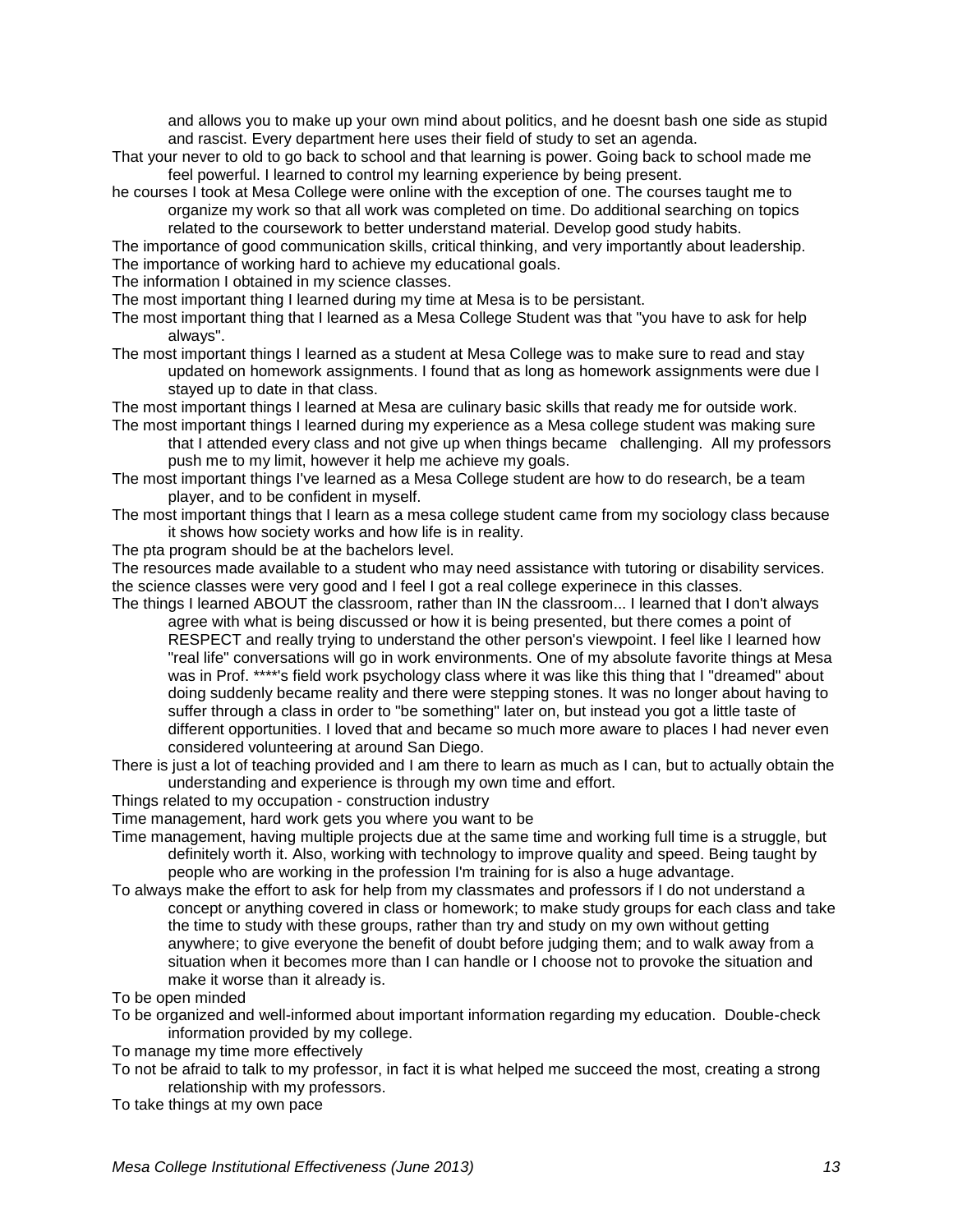and allows you to make up your own mind about politics, and he doesnt bash one side as stupid and rascist. Every department here uses their field of study to set an agenda.

That your never to old to go back to school and that learning is power. Going back to school made me feel powerful. I learned to control my learning experience by being present.

he courses I took at Mesa College were online with the exception of one. The courses taught me to organize my work so that all work was completed on time. Do additional searching on topics related to the coursework to better understand material. Develop good study habits.

The importance of good communication skills, critical thinking, and very importantly about leadership.

The importance of working hard to achieve my educational goals.

The information I obtained in my science classes.

The most important thing I learned during my time at Mesa is to be persistant.

The most important thing that I learned as a Mesa College Student was that "you have to ask for help always".

The most important things I learned as a student at Mesa College was to make sure to read and stay updated on homework assignments. I found that as long as homework assignments were due I stayed up to date in that class.

The most important things I learned at Mesa are culinary basic skills that ready me for outside work.

The most important things I learned during my experience as a Mesa college student was making sure that I attended every class and not give up when things became challenging. All my professors push me to my limit, however it help me achieve my goals.

The most important things I've learned as a Mesa College student are how to do research, be a team player, and to be confident in myself.

The most important things that I learn as a mesa college student came from my sociology class because it shows how society works and how life is in reality.

The pta program should be at the bachelors level.

The resources made available to a student who may need assistance with tutoring or disability services.

the science classes were very good and I feel I got a real college experinece in this classes.

The things I learned ABOUT the classroom, rather than IN the classroom... I learned that I don't always agree with what is being discussed or how it is being presented, but there comes a point of RESPECT and really trying to understand the other person's viewpoint. I feel like I learned how "real life" conversations will go in work environments. One of my absolute favorite things at Mesa was in Prof. ****'s field work psychology class where it was like this thing that I "dreamed" about doing suddenly became reality and there were stepping stones. It was no longer about having to suffer through a class in order to "be something" later on, but instead you got a little taste of different opportunities. I loved that and became so much more aware to places I had never even considered volunteering at around San Diego.

There is just a lot of teaching provided and I am there to learn as much as I can, but to actually obtain the understanding and experience is through my own time and effort.

Things related to my occupation - construction industry

Time management, hard work gets you where you want to be

Time management, having multiple projects due at the same time and working full time is a struggle, but definitely worth it. Also, working with technology to improve quality and speed. Being taught by people who are working in the profession I'm training for is also a huge advantage.

To always make the effort to ask for help from my classmates and professors if I do not understand a concept or anything covered in class or homework; to make study groups for each class and take the time to study with these groups, rather than try and study on my own without getting anywhere; to give everyone the benefit of doubt before judging them; and to walk away from a situation when it becomes more than I can handle or I choose not to provoke the situation and make it worse than it already is.

To be open minded

To be organized and well-informed about important information regarding my education. Double-check information provided by my college.

To manage my time more effectively

To not be afraid to talk to my professor, in fact it is what helped me succeed the most, creating a strong relationship with my professors.

To take things at my own pace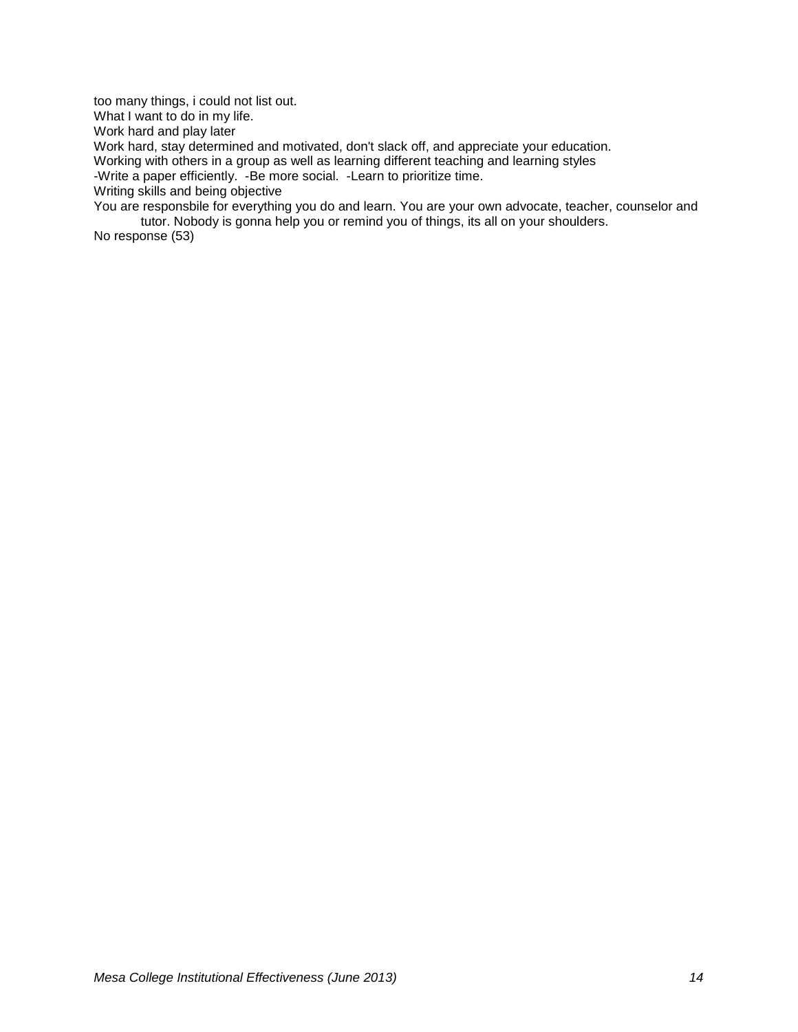too many things, i could not list out.
What I want to do in my life.
Work hard and play later
Work hard, stay determined and motivated, don't slack off, and appreciate your education.
Working with others in a group as well as learning different teaching and learning styles
-Write a paper efficiently. -Be more social. -Learn to prioritize time.
Writing skills and being objective
You are responsbile for everything you do and learn. You are your own advocate, teacher, counselor and tutor. Nobody is gonna help you or remind you of things, its all on your shoulders.
No response (53)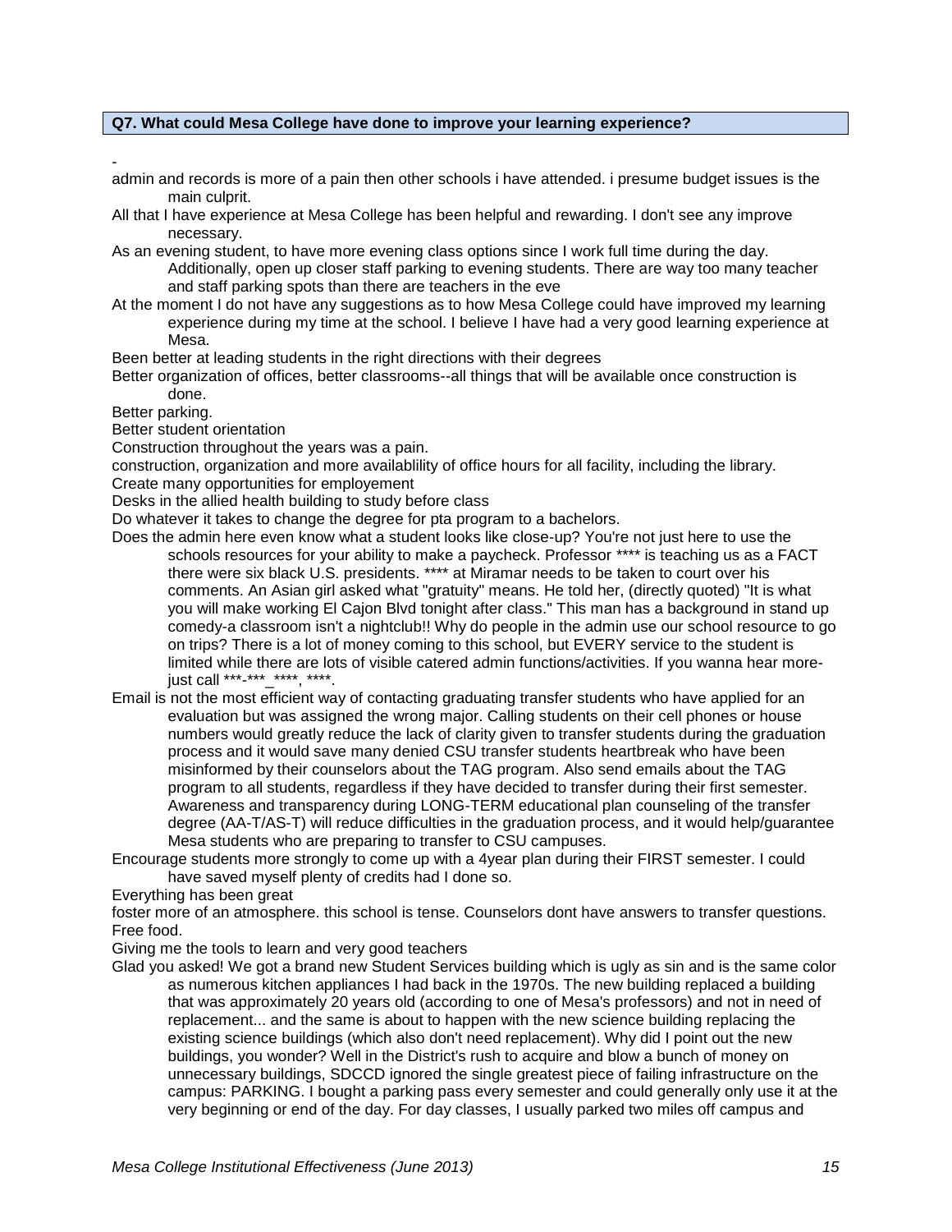**Q7. What could Mesa College have done to improve your learning experience?**

-

admin and records is more of a pain then other schools i have attended. i presume budget issues is the main culprit.

All that I have experience at Mesa College has been helpful and rewarding. I don't see any improve necessary.

As an evening student, to have more evening class options since I work full time during the day. Additionally, open up closer staff parking to evening students. There are way too many teacher and staff parking spots than there are teachers in the eve

At the moment I do not have any suggestions as to how Mesa College could have improved my learning experience during my time at the school. I believe I have had a very good learning experience at Mesa.

Been better at leading students in the right directions with their degrees

Better organization of offices, better classrooms--all things that will be available once construction is done.

Better parking.

Better student orientation

Construction throughout the years was a pain.

construction, organization and more availablility of office hours for all facility, including the library.

Create many opportunities for employement

Desks in the allied health building to study before class

Do whatever it takes to change the degree for pta program to a bachelors.

Does the admin here even know what a student looks like close-up? You're not just here to use the schools resources for your ability to make a paycheck. Professor **** is teaching us as a FACT there were six black U.S. presidents. **** at Miramar needs to be taken to court over his comments. An Asian girl asked what "gratuity" means. He told her, (directly quoted) "It is what you will make working El Cajon Blvd tonight after class." This man has a background in stand up comedy-a classroom isn't a nightclub!! Why do people in the admin use our school resource to go on trips? There is a lot of money coming to this school, but EVERY service to the student is limited while there are lots of visible catered admin functions/activities. If you wanna hear more-just call ***-***_****, ****.

Email is not the most efficient way of contacting graduating transfer students who have applied for an evaluation but was assigned the wrong major. Calling students on their cell phones or house numbers would greatly reduce the lack of clarity given to transfer students during the graduation process and it would save many denied CSU transfer students heartbreak who have been misinformed by their counselors about the TAG program. Also send emails about the TAG program to all students, regardless if they have decided to transfer during their first semester. Awareness and transparency during LONG-TERM educational plan counseling of the transfer degree (AA-T/AS-T) will reduce difficulties in the graduation process, and it would help/guarantee Mesa students who are preparing to transfer to CSU campuses.

Encourage students more strongly to come up with a 4year plan during their FIRST semester. I could have saved myself plenty of credits had I done so.

Everything has been great

foster more of an atmosphere. this school is tense. Counselors dont have answers to transfer questions.

Free food.

Giving me the tools to learn and very good teachers

Glad you asked! We got a brand new Student Services building which is ugly as sin and is the same color as numerous kitchen appliances I had back in the 1970s. The new building replaced a building that was approximately 20 years old (according to one of Mesa's professors) and not in need of replacement... and the same is about to happen with the new science building replacing the existing science buildings (which also don't need replacement). Why did I point out the new buildings, you wonder? Well in the District's rush to acquire and blow a bunch of money on unnecessary buildings, SDCCD ignored the single greatest piece of failing infrastructure on the campus: PARKING. I bought a parking pass every semester and could generally only use it at the very beginning or end of the day. For day classes, I usually parked two miles off campus and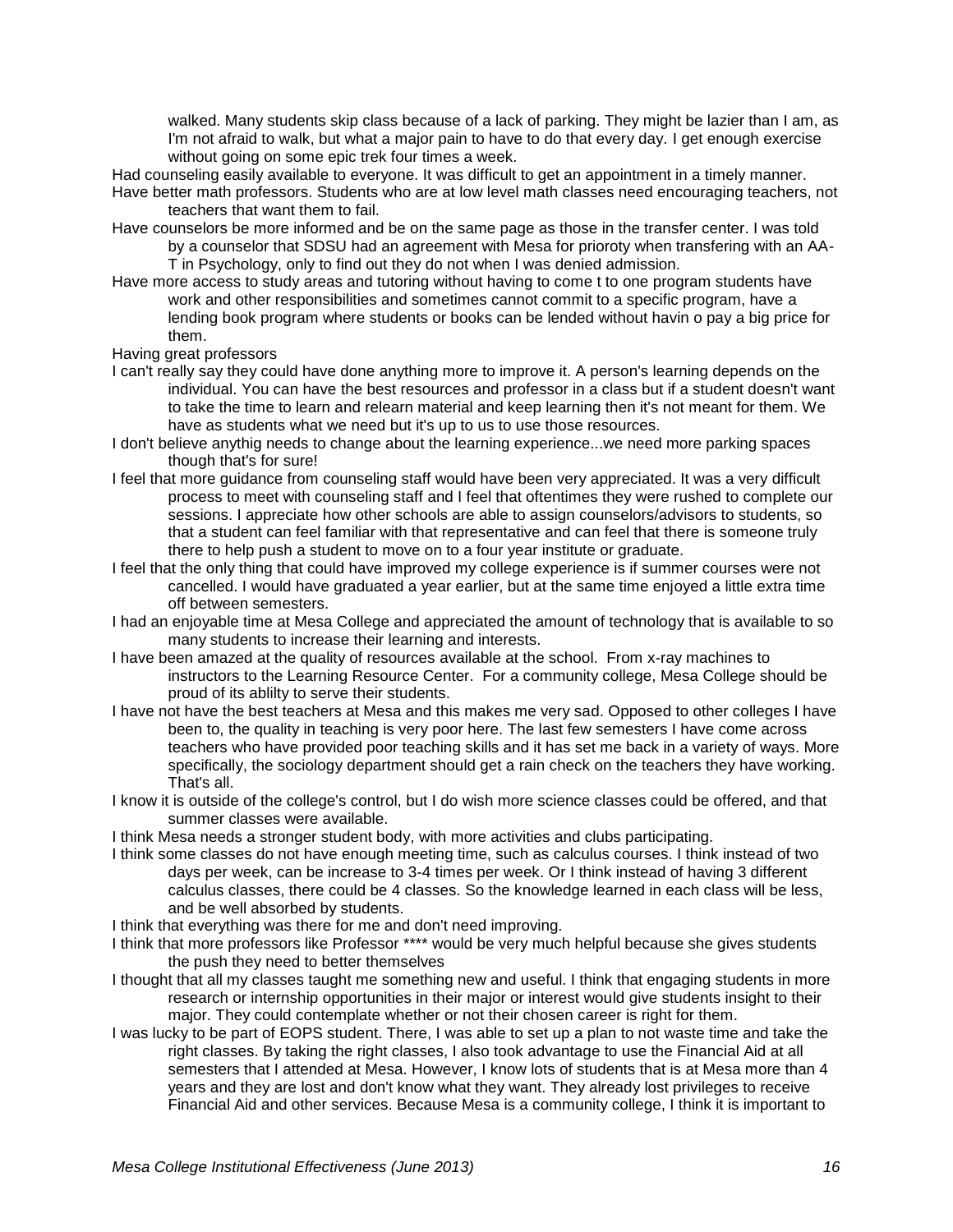walked. Many students skip class because of a lack of parking. They might be lazier than I am, as I'm not afraid to walk, but what a major pain to have to do that every day. I get enough exercise without going on some epic trek four times a week.

Had counseling easily available to everyone. It was difficult to get an appointment in a timely manner.

Have better math professors. Students who are at low level math classes need encouraging teachers, not teachers that want them to fail.

Have counselors be more informed and be on the same page as those in the transfer center. I was told by a counselor that SDSU had an agreement with Mesa for prioroty when transfering with an AA-T in Psychology, only to find out they do not when I was denied admission.

Have more access to study areas and tutoring without having to come t to one program students have work and other responsibilities and sometimes cannot commit to a specific program, have a lending book program where students or books can be lended without havin o pay a big price for them.

Having great professors

I can't really say they could have done anything more to improve it. A person's learning depends on the individual. You can have the best resources and professor in a class but if a student doesn't want to take the time to learn and relearn material and keep learning then it's not meant for them. We have as students what we need but it's up to us to use those resources.

I don't believe anythig needs to change about the learning experience...we need more parking spaces though that's for sure!

I feel that more guidance from counseling staff would have been very appreciated. It was a very difficult process to meet with counseling staff and I feel that oftentimes they were rushed to complete our sessions. I appreciate how other schools are able to assign counselors/advisors to students, so that a student can feel familiar with that representative and can feel that there is someone truly there to help push a student to move on to a four year institute or graduate.

I feel that the only thing that could have improved my college experience is if summer courses were not cancelled. I would have graduated a year earlier, but at the same time enjoyed a little extra time off between semesters.

I had an enjoyable time at Mesa College and appreciated the amount of technology that is available to so many students to increase their learning and interests.

I have been amazed at the quality of resources available at the school. From x-ray machines to instructors to the Learning Resource Center. For a community college, Mesa College should be proud of its ablilty to serve their students.

I have not have the best teachers at Mesa and this makes me very sad. Opposed to other colleges I have been to, the quality in teaching is very poor here. The last few semesters I have come across teachers who have provided poor teaching skills and it has set me back in a variety of ways. More specifically, the sociology department should get a rain check on the teachers they have working. That's all.

I know it is outside of the college's control, but I do wish more science classes could be offered, and that summer classes were available.

I think Mesa needs a stronger student body, with more activities and clubs participating.

I think some classes do not have enough meeting time, such as calculus courses. I think instead of two days per week, can be increase to 3-4 times per week. Or I think instead of having 3 different calculus classes, there could be 4 classes. So the knowledge learned in each class will be less, and be well absorbed by students.

I think that everything was there for me and don't need improving.

I think that more professors like Professor **** would be very much helpful because she gives students the push they need to better themselves

I thought that all my classes taught me something new and useful. I think that engaging students in more research or internship opportunities in their major or interest would give students insight to their major. They could contemplate whether or not their chosen career is right for them.

I was lucky to be part of EOPS student. There, I was able to set up a plan to not waste time and take the right classes. By taking the right classes, I also took advantage to use the Financial Aid at all semesters that I attended at Mesa. However, I know lots of students that is at Mesa more than 4 years and they are lost and don't know what they want. They already lost privileges to receive Financial Aid and other services. Because Mesa is a community college, I think it is important to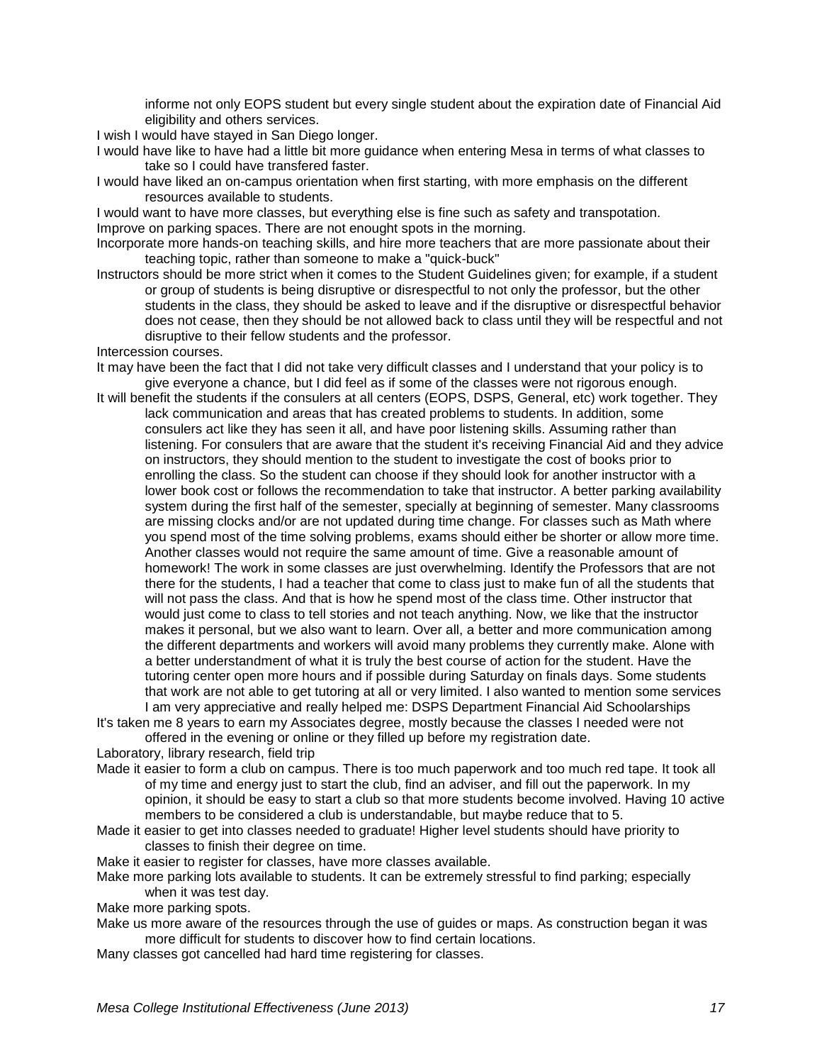informe not only EOPS student but every single student about the expiration date of Financial Aid eligibility and others services.

I wish I would have stayed in San Diego longer.

I would have like to have had a little bit more guidance when entering Mesa in terms of what classes to take so I could have transfered faster.

I would have liked an on-campus orientation when first starting, with more emphasis on the different resources available to students.

I would want to have more classes, but everything else is fine such as safety and transpotation.

Improve on parking spaces. There are not enought spots in the morning.

Incorporate more hands-on teaching skills, and hire more teachers that are more passionate about their teaching topic, rather than someone to make a "quick-buck"

Instructors should be more strict when it comes to the Student Guidelines given; for example, if a student or group of students is being disruptive or disrespectful to not only the professor, but the other students in the class, they should be asked to leave and if the disruptive or disrespectful behavior does not cease, then they should be not allowed back to class until they will be respectful and not disruptive to their fellow students and the professor.

Intercession courses.

It may have been the fact that I did not take very difficult classes and I understand that your policy is to give everyone a chance, but I did feel as if some of the classes were not rigorous enough.

It will benefit the students if the consulers at all centers (EOPS, DSPS, General, etc) work together. They lack communication and areas that has created problems to students. In addition, some consulers act like they has seen it all, and have poor listening skills. Assuming rather than listening. For consulers that are aware that the student it's receiving Financial Aid and they advice on instructors, they should mention to the student to investigate the cost of books prior to enrolling the class. So the student can choose if they should look for another instructor with a lower book cost or follows the recommendation to take that instructor. A better parking availability system during the first half of the semester, specially at beginning of semester. Many classrooms are missing clocks and/or are not updated during time change. For classes such as Math where you spend most of the time solving problems, exams should either be shorter or allow more time. Another classes would not require the same amount of time. Give a reasonable amount of homework! The work in some classes are just overwhelming. Identify the Professors that are not there for the students, I had a teacher that come to class just to make fun of all the students that will not pass the class. And that is how he spend most of the class time. Other instructor that would just come to class to tell stories and not teach anything. Now, we like that the instructor makes it personal, but we also want to learn. Over all, a better and more communication among the different departments and workers will avoid many problems they currently make. Alone with a better understandment of what it is truly the best course of action for the student. Have the tutoring center open more hours and if possible during Saturday on finals days. Some students that work are not able to get tutoring at all or very limited. I also wanted to mention some services I am very appreciative and really helped me: DSPS Department Financial Aid Schoolarships

It's taken me 8 years to earn my Associates degree, mostly because the classes I needed were not offered in the evening or online or they filled up before my registration date.

Laboratory, library research, field trip

Made it easier to form a club on campus. There is too much paperwork and too much red tape. It took all of my time and energy just to start the club, find an adviser, and fill out the paperwork. In my opinion, it should be easy to start a club so that more students become involved. Having 10 active members to be considered a club is understandable, but maybe reduce that to 5.

Made it easier to get into classes needed to graduate! Higher level students should have priority to classes to finish their degree on time.

Make it easier to register for classes, have more classes available.

Make more parking lots available to students. It can be extremely stressful to find parking; especially when it was test day.

Make more parking spots.

Make us more aware of the resources through the use of guides or maps. As construction began it was more difficult for students to discover how to find certain locations.

Many classes got cancelled had hard time registering for classes.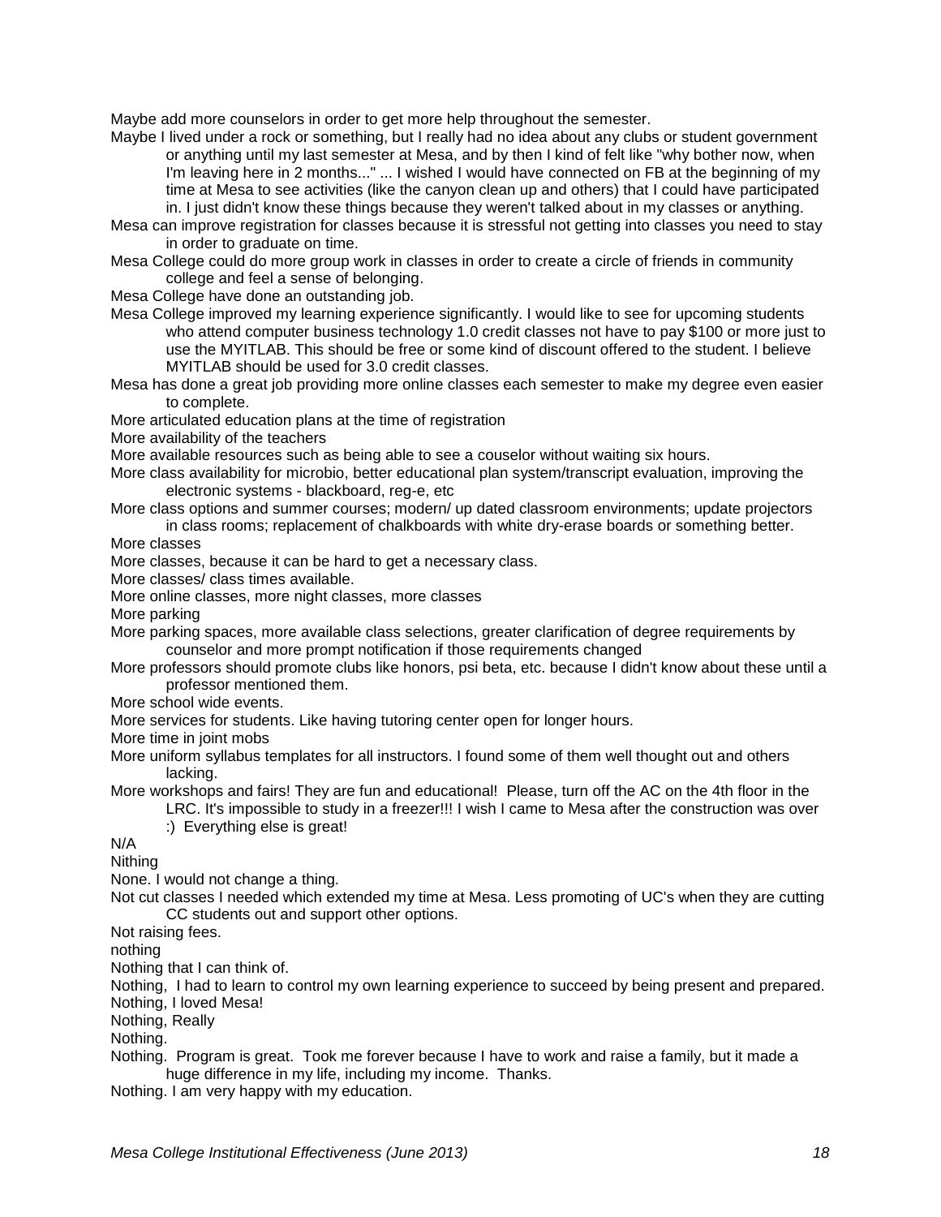Maybe add more counselors in order to get more help throughout the semester.

Maybe I lived under a rock or something, but I really had no idea about any clubs or student government or anything until my last semester at Mesa, and by then I kind of felt like "why bother now, when I'm leaving here in 2 months..." ... I wished I would have connected on FB at the beginning of my time at Mesa to see activities (like the canyon clean up and others) that I could have participated in. I just didn't know these things because they weren't talked about in my classes or anything.

Mesa can improve registration for classes because it is stressful not getting into classes you need to stay in order to graduate on time.

Mesa College could do more group work in classes in order to create a circle of friends in community college and feel a sense of belonging.

Mesa College have done an outstanding job.

Mesa College improved my learning experience significantly. I would like to see for upcoming students who attend computer business technology 1.0 credit classes not have to pay $100 or more just to use the MYITLAB. This should be free or some kind of discount offered to the student. I believe MYITLAB should be used for 3.0 credit classes.

Mesa has done a great job providing more online classes each semester to make my degree even easier to complete.

More articulated education plans at the time of registration

More availability of the teachers

More available resources such as being able to see a couselor without waiting six hours.

More class availability for microbio, better educational plan system/transcript evaluation, improving the electronic systems - blackboard, reg-e, etc

More class options and summer courses; modern/ up dated classroom environments; update projectors in class rooms; replacement of chalkboards with white dry-erase boards or something better.

More classes

More classes, because it can be hard to get a necessary class.

More classes/ class times available.

More online classes, more night classes, more classes

More parking

More parking spaces, more available class selections, greater clarification of degree requirements by counselor and more prompt notification if those requirements changed

More professors should promote clubs like honors, psi beta, etc. because I didn't know about these until a professor mentioned them.

More school wide events.

More services for students. Like having tutoring center open for longer hours.

More time in joint mobs

More uniform syllabus templates for all instructors. I found some of them well thought out and others lacking.

More workshops and fairs! They are fun and educational! Please, turn off the AC on the 4th floor in the LRC. It's impossible to study in a freezer!!! I wish I came to Mesa after the construction was over :) Everything else is great!

N/A

Nithing

None. I would not change a thing.

Not cut classes I needed which extended my time at Mesa. Less promoting of UC's when they are cutting CC students out and support other options.

Not raising fees.

nothing

Nothing that I can think of.

Nothing, I had to learn to control my own learning experience to succeed by being present and prepared.

Nothing, I loved Mesa!

Nothing, Really

Nothing.

Nothing. Program is great. Took me forever because I have to work and raise a family, but it made a huge difference in my life, including my income. Thanks.

Nothing. I am very happy with my education.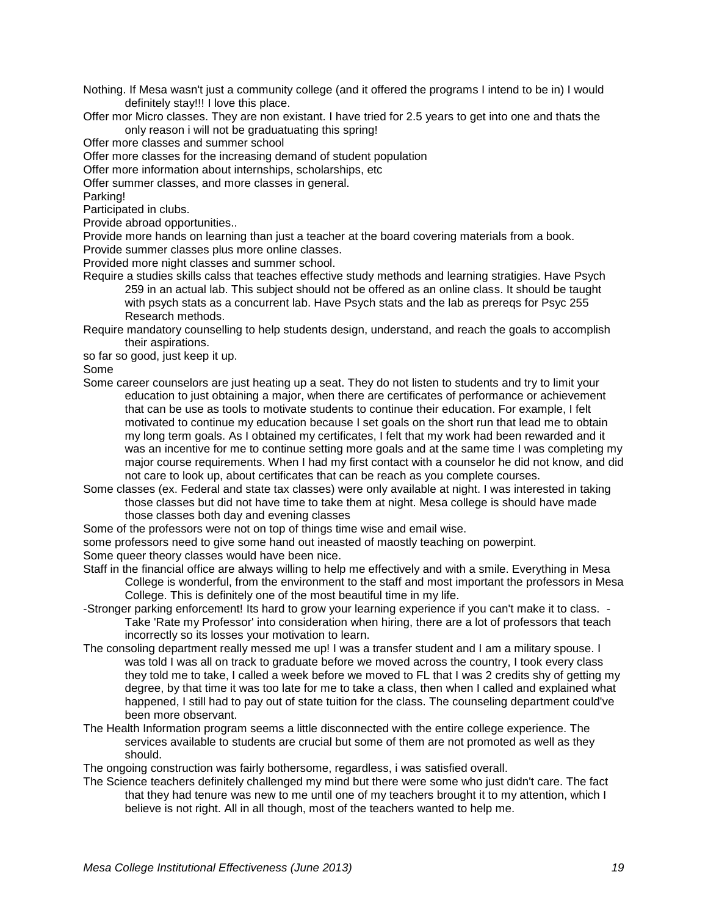Nothing. If Mesa wasn't just a community college (and it offered the programs I intend to be in) I would definitely stay!!! I love this place.

Offer mor Micro classes. They are non existant. I have tried for 2.5 years to get into one and thats the only reason i will not be graduatuating this spring!

Offer more classes and summer school

Offer more classes for the increasing demand of student population

Offer more information about internships, scholarships, etc

Offer summer classes, and more classes in general.

Parking!

Participated in clubs.

Provide abroad opportunities..

Provide more hands on learning than just a teacher at the board covering materials from a book.

Provide summer classes plus more online classes.

Provided more night classes and summer school.

Require a studies skills calss that teaches effective study methods and learning stratigies. Have Psych 259 in an actual lab. This subject should not be offered as an online class. It should be taught with psych stats as a concurrent lab. Have Psych stats and the lab as prereqs for Psyc 255 Research methods.

Require mandatory counselling to help students design, understand, and reach the goals to accomplish their aspirations.

so far so good, just keep it up.

Some

Some career counselors are just heating up a seat. They do not listen to students and try to limit your education to just obtaining a major, when there are certificates of performance or achievement that can be use as tools to motivate students to continue their education. For example, I felt motivated to continue my education because I set goals on the short run that lead me to obtain my long term goals. As I obtained my certificates, I felt that my work had been rewarded and it was an incentive for me to continue setting more goals and at the same time I was completing my major course requirements. When I had my first contact with a counselor he did not know, and did not care to look up, about certificates that can be reach as you complete courses.

Some classes (ex. Federal and state tax classes) were only available at night. I was interested in taking those classes but did not have time to take them at night. Mesa college is should have made those classes both day and evening classes

Some of the professors were not on top of things time wise and email wise.

some professors need to give some hand out ineasted of maostly teaching on powerpint.

Some queer theory classes would have been nice.

Staff in the financial office are always willing to help me effectively and with a smile. Everything in Mesa College is wonderful, from the environment to the staff and most important the professors in Mesa College. This is definitely one of the most beautiful time in my life.

-Stronger parking enforcement! Its hard to grow your learning experience if you can't make it to class. -Take 'Rate my Professor' into consideration when hiring, there are a lot of professors that teach incorrectly so its losses your motivation to learn.

The consoling department really messed me up! I was a transfer student and I am a military spouse. I was told I was all on track to graduate before we moved across the country, I took every class they told me to take, I called a week before we moved to FL that I was 2 credits shy of getting my degree, by that time it was too late for me to take a class, then when I called and explained what happened, I still had to pay out of state tuition for the class. The counseling department could've been more observant.

The Health Information program seems a little disconnected with the entire college experience. The services available to students are crucial but some of them are not promoted as well as they should.

The ongoing construction was fairly bothersome, regardless, i was satisfied overall.

The Science teachers definitely challenged my mind but there were some who just didn't care. The fact that they had tenure was new to me until one of my teachers brought it to my attention, which I believe is not right. All in all though, most of the teachers wanted to help me.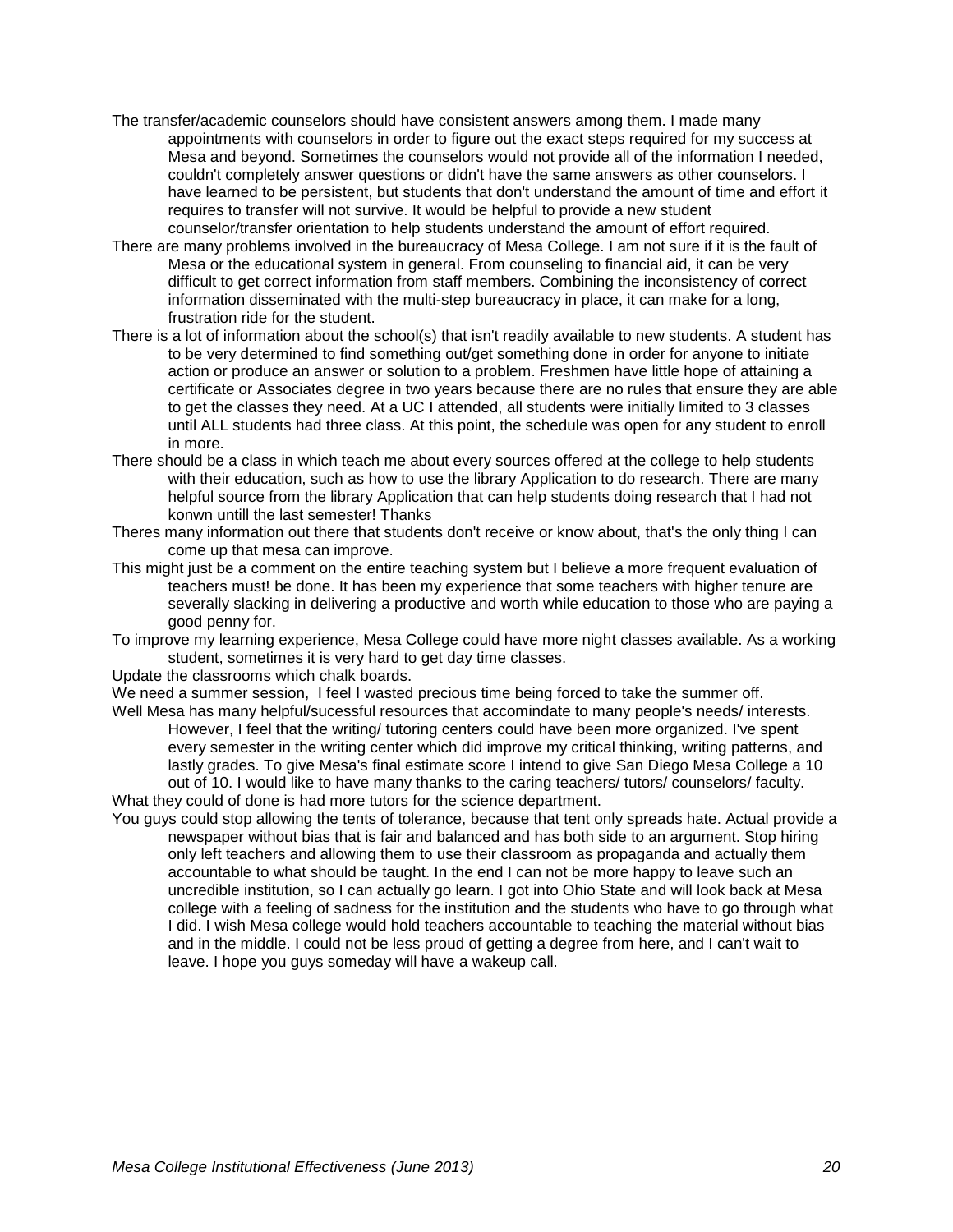The transfer/academic counselors should have consistent answers among them. I made many appointments with counselors in order to figure out the exact steps required for my success at Mesa and beyond. Sometimes the counselors would not provide all of the information I needed, couldn't completely answer questions or didn't have the same answers as other counselors. I have learned to be persistent, but students that don't understand the amount of time and effort it requires to transfer will not survive. It would be helpful to provide a new student counselor/transfer orientation to help students understand the amount of effort required.

There are many problems involved in the bureaucracy of Mesa College. I am not sure if it is the fault of Mesa or the educational system in general. From counseling to financial aid, it can be very difficult to get correct information from staff members. Combining the inconsistency of correct information disseminated with the multi-step bureaucracy in place, it can make for a long, frustration ride for the student.

There is a lot of information about the school(s) that isn't readily available to new students. A student has to be very determined to find something out/get something done in order for anyone to initiate action or produce an answer or solution to a problem. Freshmen have little hope of attaining a certificate or Associates degree in two years because there are no rules that ensure they are able to get the classes they need. At a UC I attended, all students were initially limited to 3 classes until ALL students had three class. At this point, the schedule was open for any student to enroll in more.

There should be a class in which teach me about every sources offered at the college to help students with their education, such as how to use the library Application to do research. There are many helpful source from the library Application that can help students doing research that I had not konwn untill the last semester! Thanks

Theres many information out there that students don't receive or know about, that's the only thing I can come up that mesa can improve.

This might just be a comment on the entire teaching system but I believe a more frequent evaluation of teachers must! be done. It has been my experience that some teachers with higher tenure are severally slacking in delivering a productive and worth while education to those who are paying a good penny for.

To improve my learning experience, Mesa College could have more night classes available. As a working student, sometimes it is very hard to get day time classes.

Update the classrooms which chalk boards.

We need a summer session, I feel I wasted precious time being forced to take the summer off.

Well Mesa has many helpful/sucessful resources that accomindate to many people's needs/ interests. However, I feel that the writing/ tutoring centers could have been more organized. I've spent every semester in the writing center which did improve my critical thinking, writing patterns, and lastly grades. To give Mesa's final estimate score I intend to give San Diego Mesa College a 10 out of 10. I would like to have many thanks to the caring teachers/ tutors/ counselors/ faculty.

What they could of done is had more tutors for the science department.

You guys could stop allowing the tents of tolerance, because that tent only spreads hate. Actual provide a newspaper without bias that is fair and balanced and has both side to an argument. Stop hiring only left teachers and allowing them to use their classroom as propaganda and actually them accountable to what should be taught. In the end I can not be more happy to leave such an uncredible institution, so I can actually go learn. I got into Ohio State and will look back at Mesa college with a feeling of sadness for the institution and the students who have to go through what I did. I wish Mesa college would hold teachers accountable to teaching the material without bias and in the middle. I could not be less proud of getting a degree from here, and I can't wait to leave. I hope you guys someday will have a wakeup call.